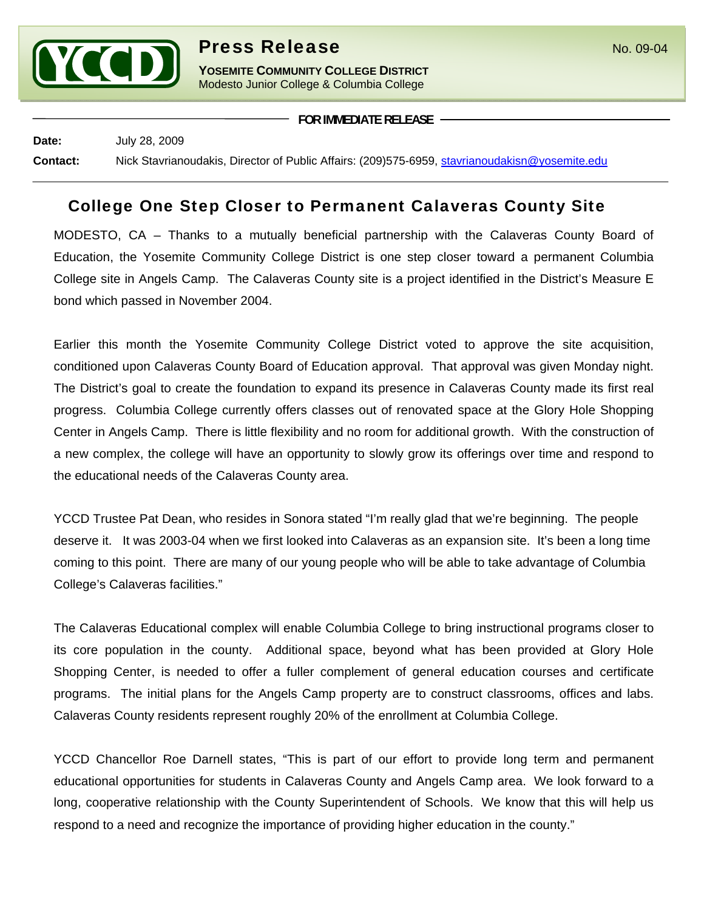# Press Release

No. 09-04

**YOSEMITE COMMUNITY COLLEGE DISTRICT**
Modesto Junior College & Columbia College

**FOR IMMEDIATE RELEASE**

**Date:** July 28, 2009

**Contact:** Nick Stavrianoudakis, Director of Public Affairs: (209)575-6959, stavrianoudakisn@yosemite.edu

## College One Step Closer to Permanent Calaveras County Site

MODESTO, CA – Thanks to a mutually beneficial partnership with the Calaveras County Board of Education, the Yosemite Community College District is one step closer toward a permanent Columbia College site in Angels Camp. The Calaveras County site is a project identified in the District's Measure E bond which passed in November 2004.

Earlier this month the Yosemite Community College District voted to approve the site acquisition, conditioned upon Calaveras County Board of Education approval. That approval was given Monday night. The District's goal to create the foundation to expand its presence in Calaveras County made its first real progress. Columbia College currently offers classes out of renovated space at the Glory Hole Shopping Center in Angels Camp. There is little flexibility and no room for additional growth. With the construction of a new complex, the college will have an opportunity to slowly grow its offerings over time and respond to the educational needs of the Calaveras County area.

YCCD Trustee Pat Dean, who resides in Sonora stated "I'm really glad that we're beginning. The people deserve it. It was 2003-04 when we first looked into Calaveras as an expansion site. It's been a long time coming to this point. There are many of our young people who will be able to take advantage of Columbia College's Calaveras facilities."

The Calaveras Educational complex will enable Columbia College to bring instructional programs closer to its core population in the county. Additional space, beyond what has been provided at Glory Hole Shopping Center, is needed to offer a fuller complement of general education courses and certificate programs. The initial plans for the Angels Camp property are to construct classrooms, offices and labs. Calaveras County residents represent roughly 20% of the enrollment at Columbia College.

YCCD Chancellor Roe Darnell states, "This is part of our effort to provide long term and permanent educational opportunities for students in Calaveras County and Angels Camp area. We look forward to a long, cooperative relationship with the County Superintendent of Schools. We know that this will help us respond to a need and recognize the importance of providing higher education in the county."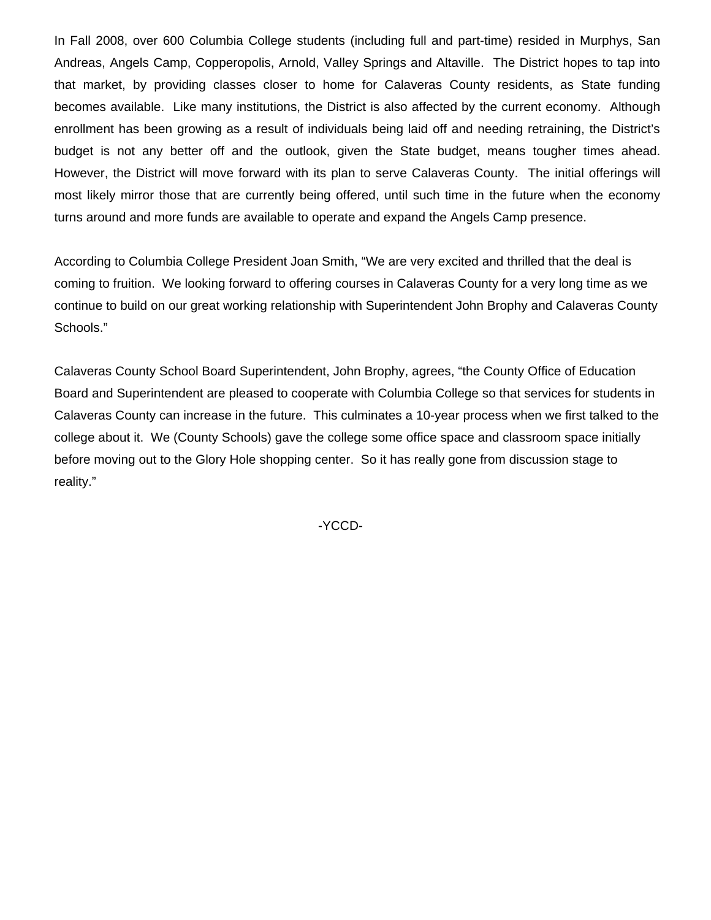In Fall 2008, over 600 Columbia College students (including full and part-time) resided in Murphys, San Andreas, Angels Camp, Copperopolis, Arnold, Valley Springs and Altaville. The District hopes to tap into that market, by providing classes closer to home for Calaveras County residents, as State funding becomes available. Like many institutions, the District is also affected by the current economy. Although enrollment has been growing as a result of individuals being laid off and needing retraining, the District's budget is not any better off and the outlook, given the State budget, means tougher times ahead. However, the District will move forward with its plan to serve Calaveras County. The initial offerings will most likely mirror those that are currently being offered, until such time in the future when the economy turns around and more funds are available to operate and expand the Angels Camp presence.

According to Columbia College President Joan Smith, "We are very excited and thrilled that the deal is coming to fruition. We looking forward to offering courses in Calaveras County for a very long time as we continue to build on our great working relationship with Superintendent John Brophy and Calaveras County Schools."

Calaveras County School Board Superintendent, John Brophy, agrees, "the County Office of Education Board and Superintendent are pleased to cooperate with Columbia College so that services for students in Calaveras County can increase in the future. This culminates a 10-year process when we first talked to the college about it. We (County Schools) gave the college some office space and classroom space initially before moving out to the Glory Hole shopping center. So it has really gone from discussion stage to reality."

-YCCD-